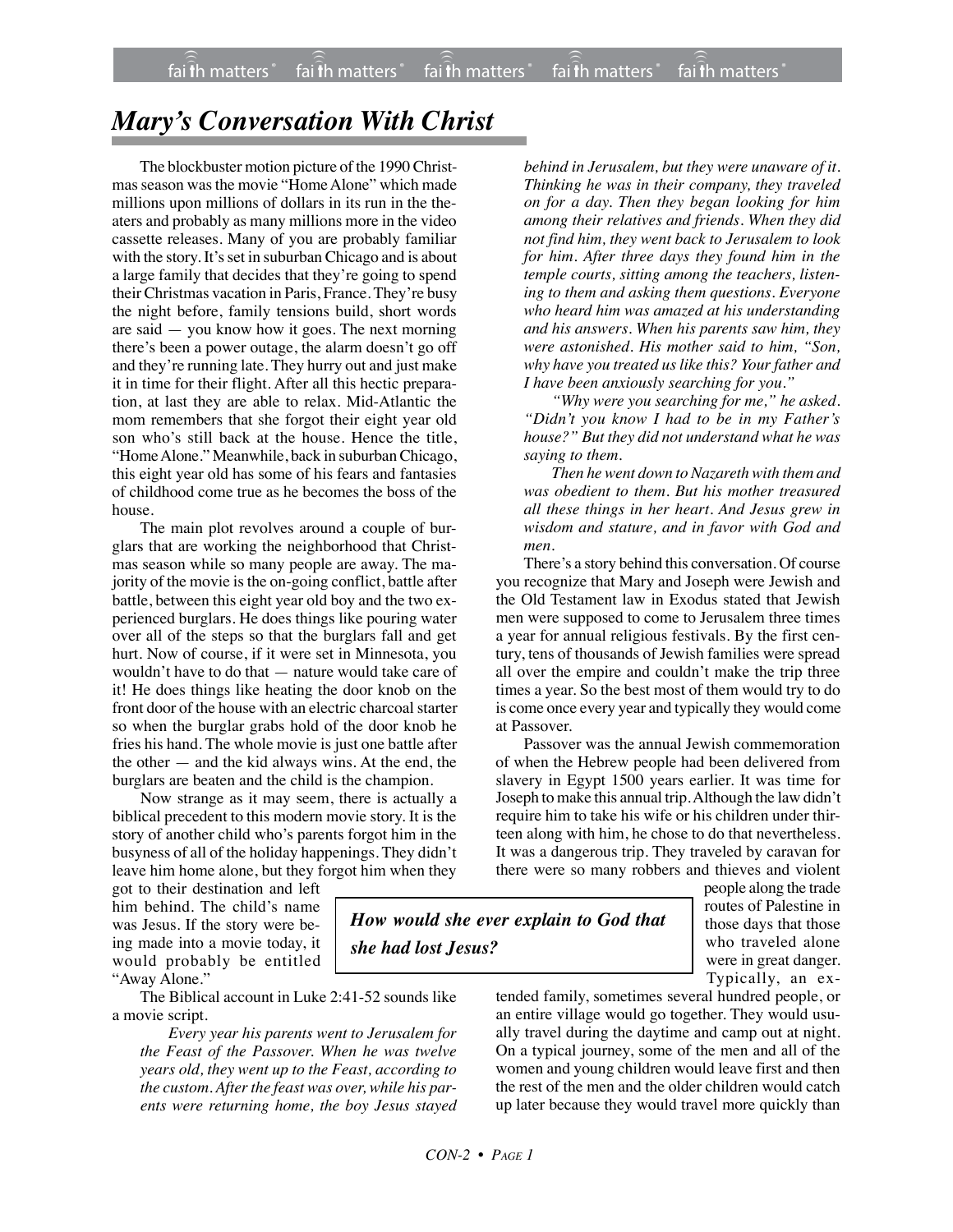# *Mary's Conversation With Christ*

The blockbuster motion picture of the 1990 Christmas season was the movie "Home Alone" which made millions upon millions of dollars in its run in the theaters and probably as many millions more in the video cassette releases. Many of you are probably familiar with the story. It's set in suburban Chicago and is about a large family that decides that they're going to spend their Christmas vacation in Paris, France. They're busy the night before, family tensions build, short words are said — you know how it goes. The next morning there's been a power outage, the alarm doesn't go off and they're running late. They hurry out and just make it in time for their flight. After all this hectic preparation, at last they are able to relax. Mid-Atlantic the mom remembers that she forgot their eight year old son who's still back at the house. Hence the title, "Home Alone." Meanwhile, back in suburban Chicago, this eight year old has some of his fears and fantasies of childhood come true as he becomes the boss of the house.

The main plot revolves around a couple of burglars that are working the neighborhood that Christmas season while so many people are away. The majority of the movie is the on-going conflict, battle after battle, between this eight year old boy and the two experienced burglars. He does things like pouring water over all of the steps so that the burglars fall and get hurt. Now of course, if it were set in Minnesota, you wouldn't have to do that — nature would take care of it! He does things like heating the door knob on the front door of the house with an electric charcoal starter so when the burglar grabs hold of the door knob he fries his hand. The whole movie is just one battle after the other — and the kid always wins. At the end, the burglars are beaten and the child is the champion.

Now strange as it may seem, there is actually a biblical precedent to this modern movie story. It is the story of another child who's parents forgot him in the busyness of all of the holiday happenings. They didn't leave him home alone, but they forgot him when they got to their destination and left him behind. The child's name was Jesus. If the story were being made into a movie today, it would probably be entitled "Away Alone."

The Biblical account in Luke 2:41-52 sounds like a movie script.

> *Every year his parents went to Jerusalem for the Feast of the Passover. When he was twelve years old, they went up to the Feast, according to the custom. After the feast was over, while his parents were returning home, the boy Jesus stayed behind in Jerusalem, but they were unaware of it. Thinking he was in their company, they traveled on for a day. Then they began looking for him among their relatives and friends. When they did not find him, they went back to Jerusalem to look for him. After three days they found him in the temple courts, sitting among the teachers, listening to them and asking them questions. Everyone who heard him was amazed at his understanding and his answers. When his parents saw him, they were astonished. His mother said to him, "Son, why have you treated us like this? Your father and I have been anxiously searching for you."*
>
> *"Why were you searching for me," he asked. "Didn't you know I had to be in my Father's house?" But they did not understand what he was saying to them.*
>
> *Then he went down to Nazareth with them and was obedient to them. But his mother treasured all these things in her heart. And Jesus grew in wisdom and stature, and in favor with God and men.*

There's a story behind this conversation. Of course you recognize that Mary and Joseph were Jewish and the Old Testament law in Exodus stated that Jewish men were supposed to come to Jerusalem three times a year for annual religious festivals. By the first century, tens of thousands of Jewish families were spread all over the empire and couldn't make the trip three times a year. So the best most of them would try to do is come once every year and typically they would come at Passover.

Passover was the annual Jewish commemoration of when the Hebrew people had been delivered from slavery in Egypt 1500 years earlier. It was time for Joseph to make this annual trip. Although the law didn't require him to take his wife or his children under thirteen along with him, he chose to do that nevertheless. It was a dangerous trip. They traveled by caravan for there were so many robbers and thieves and violent people along the trade routes of Palestine in those days that those who traveled alone were in great danger. Typically, an extended family, sometimes several hundred people, or an entire village would go together. They would usually travel during the daytime and camp out at night. On a typical journey, some of the men and all of the women and young children would leave first and then the rest of the men and the older children would catch up later because they would travel more quickly than

> ***How would she ever explain to God that she had lost Jesus?***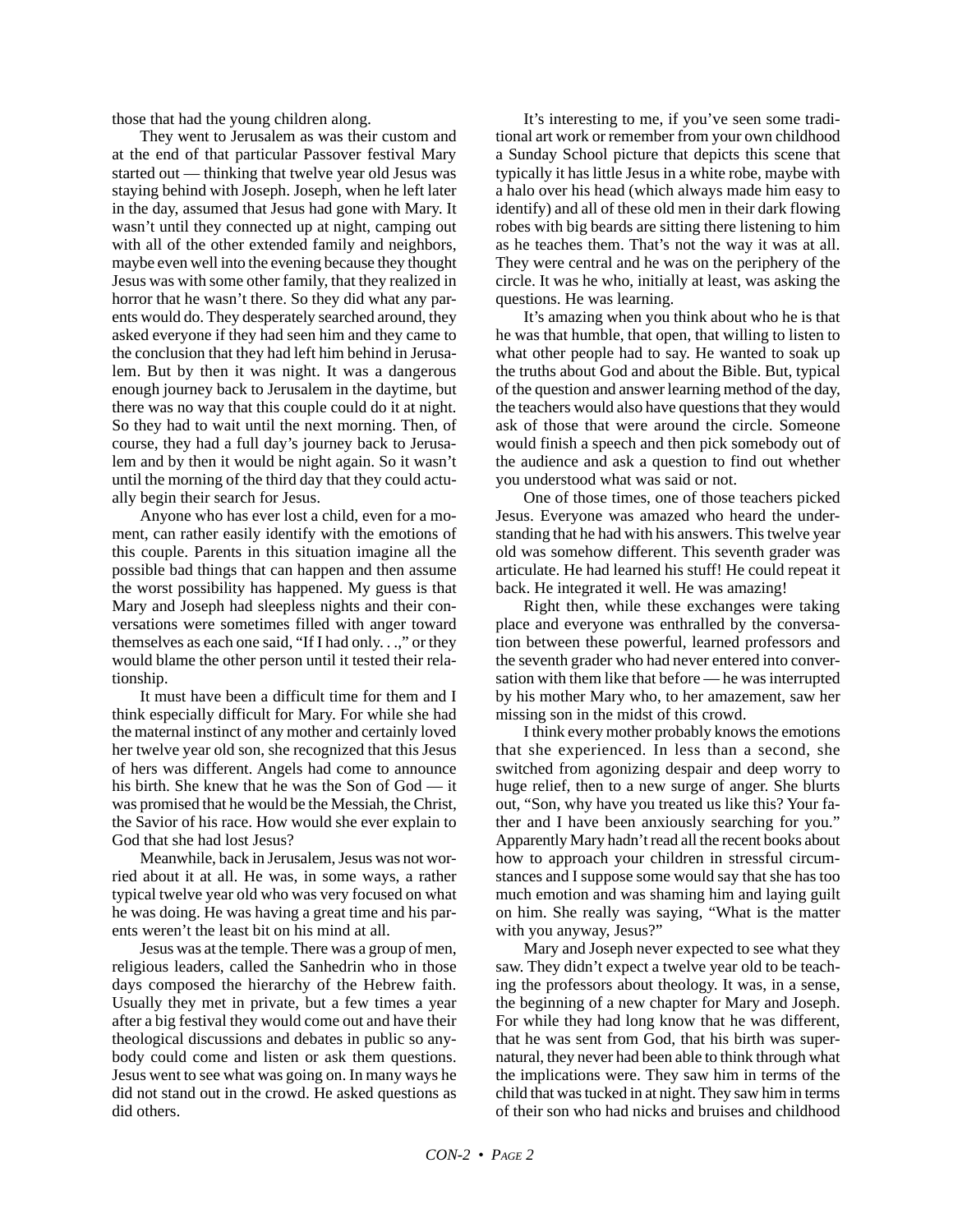those that had the young children along.

They went to Jerusalem as was their custom and at the end of that particular Passover festival Mary started out — thinking that twelve year old Jesus was staying behind with Joseph. Joseph, when he left later in the day, assumed that Jesus had gone with Mary. It wasn't until they connected up at night, camping out with all of the other extended family and neighbors, maybe even well into the evening because they thought Jesus was with some other family, that they realized in horror that he wasn't there. So they did what any parents would do. They desperately searched around, they asked everyone if they had seen him and they came to the conclusion that they had left him behind in Jerusalem. But by then it was night. It was a dangerous enough journey back to Jerusalem in the daytime, but there was no way that this couple could do it at night. So they had to wait until the next morning. Then, of course, they had a full day's journey back to Jerusalem and by then it would be night again. So it wasn't until the morning of the third day that they could actually begin their search for Jesus.

Anyone who has ever lost a child, even for a moment, can rather easily identify with the emotions of this couple. Parents in this situation imagine all the possible bad things that can happen and then assume the worst possibility has happened. My guess is that Mary and Joseph had sleepless nights and their conversations were sometimes filled with anger toward themselves as each one said, "If I had only. . .," or they would blame the other person until it tested their relationship.

It must have been a difficult time for them and I think especially difficult for Mary. For while she had the maternal instinct of any mother and certainly loved her twelve year old son, she recognized that this Jesus of hers was different. Angels had come to announce his birth. She knew that he was the Son of God — it was promised that he would be the Messiah, the Christ, the Savior of his race. How would she ever explain to God that she had lost Jesus?

Meanwhile, back in Jerusalem, Jesus was not worried about it at all. He was, in some ways, a rather typical twelve year old who was very focused on what he was doing. He was having a great time and his parents weren't the least bit on his mind at all.

Jesus was at the temple. There was a group of men, religious leaders, called the Sanhedrin who in those days composed the hierarchy of the Hebrew faith. Usually they met in private, but a few times a year after a big festival they would come out and have their theological discussions and debates in public so anybody could come and listen or ask them questions. Jesus went to see what was going on. In many ways he did not stand out in the crowd. He asked questions as did others.

It's interesting to me, if you've seen some traditional art work or remember from your own childhood a Sunday School picture that depicts this scene that typically it has little Jesus in a white robe, maybe with a halo over his head (which always made him easy to identify) and all of these old men in their dark flowing robes with big beards are sitting there listening to him as he teaches them. That's not the way it was at all. They were central and he was on the periphery of the circle. It was he who, initially at least, was asking the questions. He was learning.

It's amazing when you think about who he is that he was that humble, that open, that willing to listen to what other people had to say. He wanted to soak up the truths about God and about the Bible. But, typical of the question and answer learning method of the day, the teachers would also have questions that they would ask of those that were around the circle. Someone would finish a speech and then pick somebody out of the audience and ask a question to find out whether you understood what was said or not.

One of those times, one of those teachers picked Jesus. Everyone was amazed who heard the understanding that he had with his answers. This twelve year old was somehow different. This seventh grader was articulate. He had learned his stuff! He could repeat it back. He integrated it well. He was amazing!

Right then, while these exchanges were taking place and everyone was enthralled by the conversation between these powerful, learned professors and the seventh grader who had never entered into conversation with them like that before — he was interrupted by his mother Mary who, to her amazement, saw her missing son in the midst of this crowd.

I think every mother probably knows the emotions that she experienced. In less than a second, she switched from agonizing despair and deep worry to huge relief, then to a new surge of anger. She blurts out, "Son, why have you treated us like this? Your father and I have been anxiously searching for you." Apparently Mary hadn't read all the recent books about how to approach your children in stressful circumstances and I suppose some would say that she has too much emotion and was shaming him and laying guilt on him. She really was saying, "What is the matter with you anyway, Jesus?"

Mary and Joseph never expected to see what they saw. They didn't expect a twelve year old to be teaching the professors about theology. It was, in a sense, the beginning of a new chapter for Mary and Joseph. For while they had long know that he was different, that he was sent from God, that his birth was supernatural, they never had been able to think through what the implications were. They saw him in terms of the child that was tucked in at night. They saw him in terms of their son who had nicks and bruises and childhood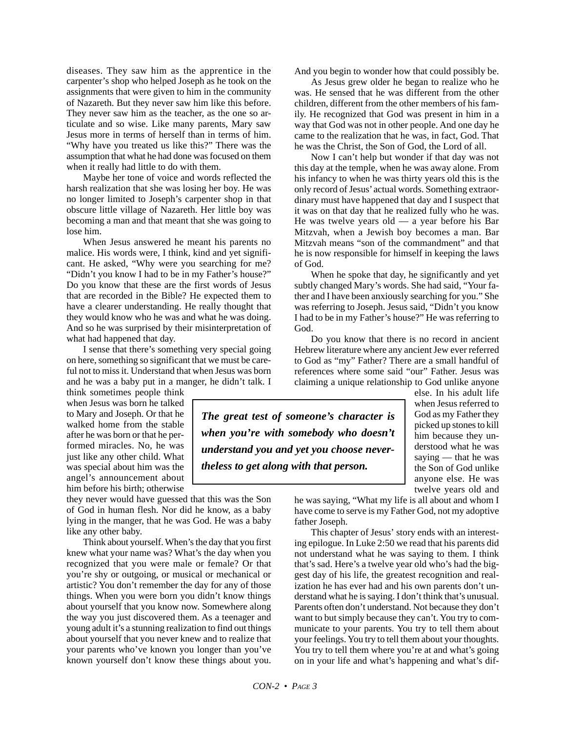diseases. They saw him as the apprentice in the carpenter's shop who helped Joseph as he took on the assignments that were given to him in the community of Nazareth. But they never saw him like this before. They never saw him as the teacher, as the one so articulate and so wise. Like many parents, Mary saw Jesus more in terms of herself than in terms of him. "Why have you treated us like this?" There was the assumption that what he had done was focused on them when it really had little to do with them.

Maybe her tone of voice and words reflected the harsh realization that she was losing her boy. He was no longer limited to Joseph's carpenter shop in that obscure little village of Nazareth. Her little boy was becoming a man and that meant that she was going to lose him.

When Jesus answered he meant his parents no malice. His words were, I think, kind and yet significant. He asked, "Why were you searching for me? "Didn't you know I had to be in my Father's house?" Do you know that these are the first words of Jesus that are recorded in the Bible? He expected them to have a clearer understanding. He really thought that they would know who he was and what he was doing. And so he was surprised by their misinterpretation of what had happened that day.

I sense that there's something very special going on here, something so significant that we must be careful not to miss it. Understand that when Jesus was born and he was a baby put in a manger, he didn't talk. I think sometimes people think when Jesus was born he talked to Mary and Joseph. Or that he walked home from the stable after he was born or that he performed miracles. No, he was just like any other child. What was special about him was the angel's announcement about him before his birth; otherwise they never would have guessed that this was the Son of God in human flesh. Nor did he know, as a baby lying in the manger, that he was God. He was a baby like any other baby.

Think about yourself. When's the day that you first knew what your name was? What's the day when you recognized that you were male or female? Or that you're shy or outgoing, or musical or mechanical or artistic? You don't remember the day for any of those things. When you were born you didn't know things about yourself that you know now. Somewhere along the way you just discovered them. As a teenager and young adult it's a stunning realization to find out things about yourself that you never knew and to realize that your parents who've known you longer than you've known yourself don't know these things about you. And you begin to wonder how that could possibly be.

As Jesus grew older he began to realize who he was. He sensed that he was different from the other children, different from the other members of his family. He recognized that God was present in him in a way that God was not in other people. And one day he came to the realization that he was, in fact, God. That he was the Christ, the Son of God, the Lord of all.

Now I can't help but wonder if that day was not this day at the temple, when he was away alone. From his infancy to when he was thirty years old this is the only record of Jesus' actual words. Something extraordinary must have happened that day and I suspect that it was on that day that he realized fully who he was. He was twelve years old — a year before his Bar Mitzvah, when a Jewish boy becomes a man. Bar Mitzvah means "son of the commandment" and that he is now responsible for himself in keeping the laws of God.

When he spoke that day, he significantly and yet subtly changed Mary's words. She had said, "Your father and I have been anxiously searching for you." She was referring to Joseph. Jesus said, "Didn't you know I had to be in my Father's house?" He was referring to God.

Do you know that there is no record in ancient Hebrew literature where any ancient Jew ever referred to God as "my" Father? There are a small handful of references where some said "our" Father. Jesus was claiming a unique relationship to God unlike anyone else. In his adult life when Jesus referred to God as my Father they picked up stones to kill him because they understood what he was saying — that he was the Son of God unlike anyone else. He was twelve years old and he was saying, "What my life is all about and whom I have come to serve is my Father God, not my adoptive father Joseph.

> ***The great test of someone's character is when you're with somebody who doesn't understand you and yet you choose nevertheless to get along with that person.***

This chapter of Jesus' story ends with an interesting epilogue. In Luke 2:50 we read that his parents did not understand what he was saying to them. I think that's sad. Here's a twelve year old who's had the biggest day of his life, the greatest recognition and realization he has ever had and his own parents don't understand what he is saying. I don't think that's unusual. Parents often don't understand. Not because they don't want to but simply because they can't. You try to communicate to your parents. You try to tell them about your feelings. You try to tell them about your thoughts. You try to tell them where you're at and what's going on in your life and what's happening and what's dif-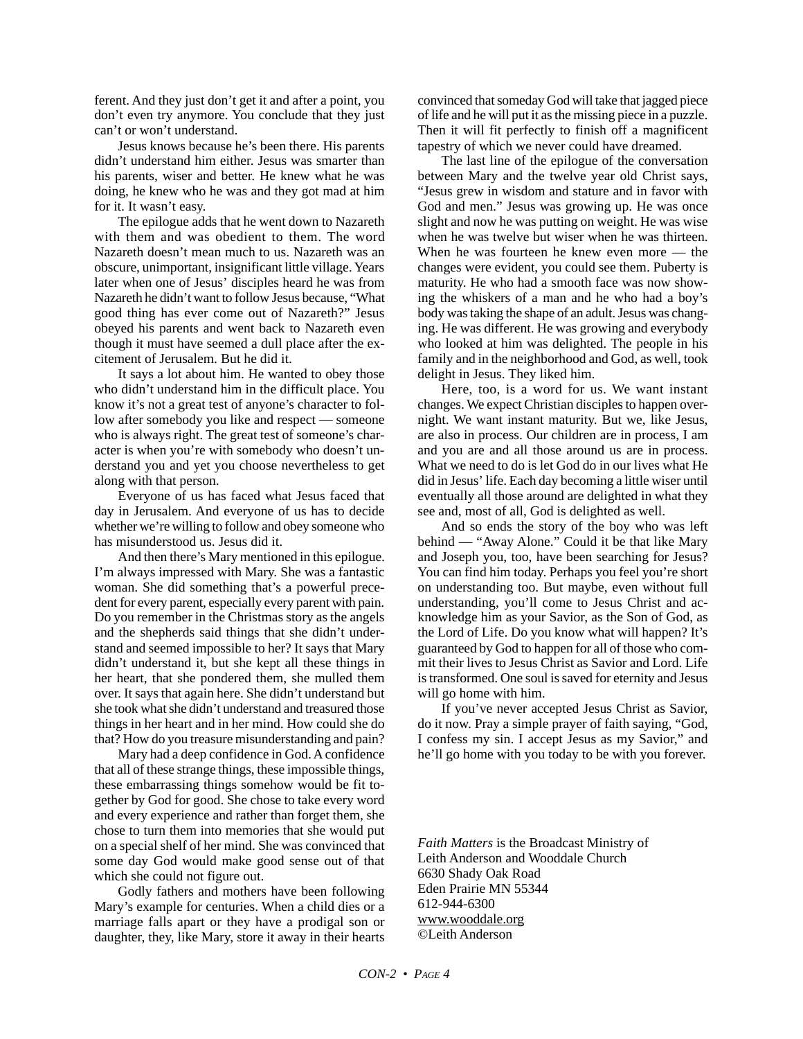ferent. And they just don't get it and after a point, you don't even try anymore. You conclude that they just can't or won't understand.

Jesus knows because he's been there. His parents didn't understand him either. Jesus was smarter than his parents, wiser and better. He knew what he was doing, he knew who he was and they got mad at him for it. It wasn't easy.

The epilogue adds that he went down to Nazareth with them and was obedient to them. The word Nazareth doesn't mean much to us. Nazareth was an obscure, unimportant, insignificant little village. Years later when one of Jesus' disciples heard he was from Nazareth he didn't want to follow Jesus because, "What good thing has ever come out of Nazareth?" Jesus obeyed his parents and went back to Nazareth even though it must have seemed a dull place after the excitement of Jerusalem. But he did it.

It says a lot about him. He wanted to obey those who didn't understand him in the difficult place. You know it's not a great test of anyone's character to follow after somebody you like and respect — someone who is always right. The great test of someone's character is when you're with somebody who doesn't understand you and yet you choose nevertheless to get along with that person.

Everyone of us has faced what Jesus faced that day in Jerusalem. And everyone of us has to decide whether we're willing to follow and obey someone who has misunderstood us. Jesus did it.

And then there's Mary mentioned in this epilogue. I'm always impressed with Mary. She was a fantastic woman. She did something that's a powerful precedent for every parent, especially every parent with pain. Do you remember in the Christmas story as the angels and the shepherds said things that she didn't understand and seemed impossible to her? It says that Mary didn't understand it, but she kept all these things in her heart, that she pondered them, she mulled them over. It says that again here. She didn't understand but she took what she didn't understand and treasured those things in her heart and in her mind. How could she do that? How do you treasure misunderstanding and pain?

Mary had a deep confidence in God. A confidence that all of these strange things, these impossible things, these embarrassing things somehow would be fit together by God for good. She chose to take every word and every experience and rather than forget them, she chose to turn them into memories that she would put on a special shelf of her mind. She was convinced that some day God would make good sense out of that which she could not figure out.

Godly fathers and mothers have been following Mary's example for centuries. When a child dies or a marriage falls apart or they have a prodigal son or daughter, they, like Mary, store it away in their hearts convinced that someday God will take that jagged piece of life and he will put it as the missing piece in a puzzle. Then it will fit perfectly to finish off a magnificent tapestry of which we never could have dreamed.

The last line of the epilogue of the conversation between Mary and the twelve year old Christ says, "Jesus grew in wisdom and stature and in favor with God and men." Jesus was growing up. He was once slight and now he was putting on weight. He was wise when he was twelve but wiser when he was thirteen. When he was fourteen he knew even more — the changes were evident, you could see them. Puberty is maturity. He who had a smooth face was now showing the whiskers of a man and he who had a boy's body was taking the shape of an adult. Jesus was changing. He was different. He was growing and everybody who looked at him was delighted. The people in his family and in the neighborhood and God, as well, took delight in Jesus. They liked him.

Here, too, is a word for us. We want instant changes. We expect Christian disciples to happen overnight. We want instant maturity. But we, like Jesus, are also in process. Our children are in process, I am and you are and all those around us are in process. What we need to do is let God do in our lives what He did in Jesus' life. Each day becoming a little wiser until eventually all those around are delighted in what they see and, most of all, God is delighted as well.

And so ends the story of the boy who was left behind — "Away Alone." Could it be that like Mary and Joseph you, too, have been searching for Jesus? You can find him today. Perhaps you feel you're short on understanding too. But maybe, even without full understanding, you'll come to Jesus Christ and acknowledge him as your Savior, as the Son of God, as the Lord of Life. Do you know what will happen? It's guaranteed by God to happen for all of those who commit their lives to Jesus Christ as Savior and Lord. Life is transformed. One soul is saved for eternity and Jesus will go home with him.

If you've never accepted Jesus Christ as Savior, do it now. Pray a simple prayer of faith saying, "God, I confess my sin. I accept Jesus as my Savior," and he'll go home with you today to be with you forever.

*Faith Matters* is the Broadcast Ministry of
Leith Anderson and Wooddale Church
6630 Shady Oak Road
Eden Prairie MN 55344
612-944-6300
www.wooddale.org
©Leith Anderson